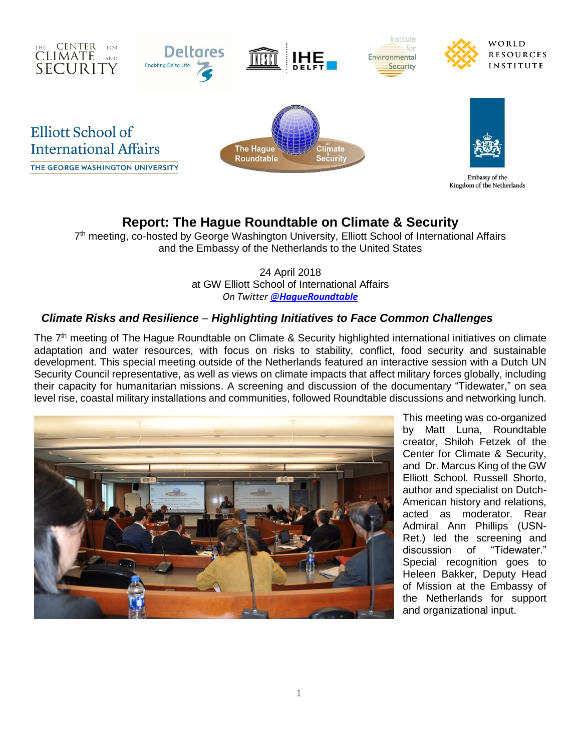# Report: The Hague Roundtable on Climate & Security

7th meeting, co-hosted by George Washington University, Elliott School of International Affairs and the Embassy of the Netherlands to the United States

24 April 2018
at GW Elliott School of International Affairs
*On Twitter* ***@HagueRoundtable***

## *Climate Risks and Resilience – Highlighting Initiatives to Face Common Challenges*

The 7th meeting of The Hague Roundtable on Climate & Security highlighted international initiatives on climate adaptation and water resources, with focus on risks to stability, conflict, food security and sustainable development. This special meeting outside of the Netherlands featured an interactive session with a Dutch UN Security Council representative, as well as views on climate impacts that affect military forces globally, including their capacity for humanitarian missions. A screening and discussion of the documentary "Tidewater," on sea level rise, coastal military installations and communities, followed Roundtable discussions and networking lunch.

This meeting was co-organized by Matt Luna, Roundtable creator, Shiloh Fetzek of the Center for Climate & Security, and Dr. Marcus King of the GW Elliott School. Russell Shorto, author and specialist on Dutch-American history and relations, acted as moderator. Rear Admiral Ann Phillips (USN-Ret.) led the screening and discussion of "Tidewater." Special recognition goes to Heleen Bakker, Deputy Head of Mission at the Embassy of the Netherlands for support and organizational input.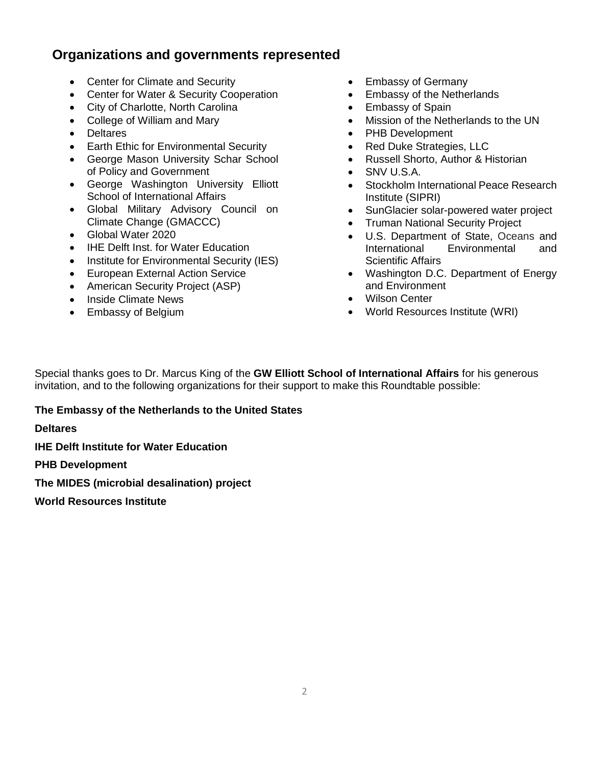## Organizations and governments represented

- Center for Climate and Security
- Center for Water & Security Cooperation
- City of Charlotte, North Carolina
- College of William and Mary
- Deltares
- Earth Ethic for Environmental Security
- George Mason University Schar School of Policy and Government
- George Washington University Elliott School of International Affairs
- Global Military Advisory Council on Climate Change (GMACCC)
- Global Water 2020
- IHE Delft Inst. for Water Education
- Institute for Environmental Security (IES)
- European External Action Service
- American Security Project (ASP)
- Inside Climate News
- Embassy of Belgium
- Embassy of Germany
- Embassy of the Netherlands
- Embassy of Spain
- Mission of the Netherlands to the UN
- PHB Development
- Red Duke Strategies, LLC
- Russell Shorto, Author & Historian
- SNV U.S.A.
- Stockholm International Peace Research Institute (SIPRI)
- SunGlacier solar-powered water project
- Truman National Security Project
- U.S. Department of State, Oceans and International Environmental and Scientific Affairs
- Washington D.C. Department of Energy and Environment
- Wilson Center
- World Resources Institute (WRI)

Special thanks goes to Dr. Marcus King of the **GW Elliott School of International Affairs** for his generous invitation, and to the following organizations for their support to make this Roundtable possible:

**The Embassy of the Netherlands to the United States**

**Deltares**

**IHE Delft Institute for Water Education**

**PHB Development**

**The MIDES (microbial desalination) project**

**World Resources Institute**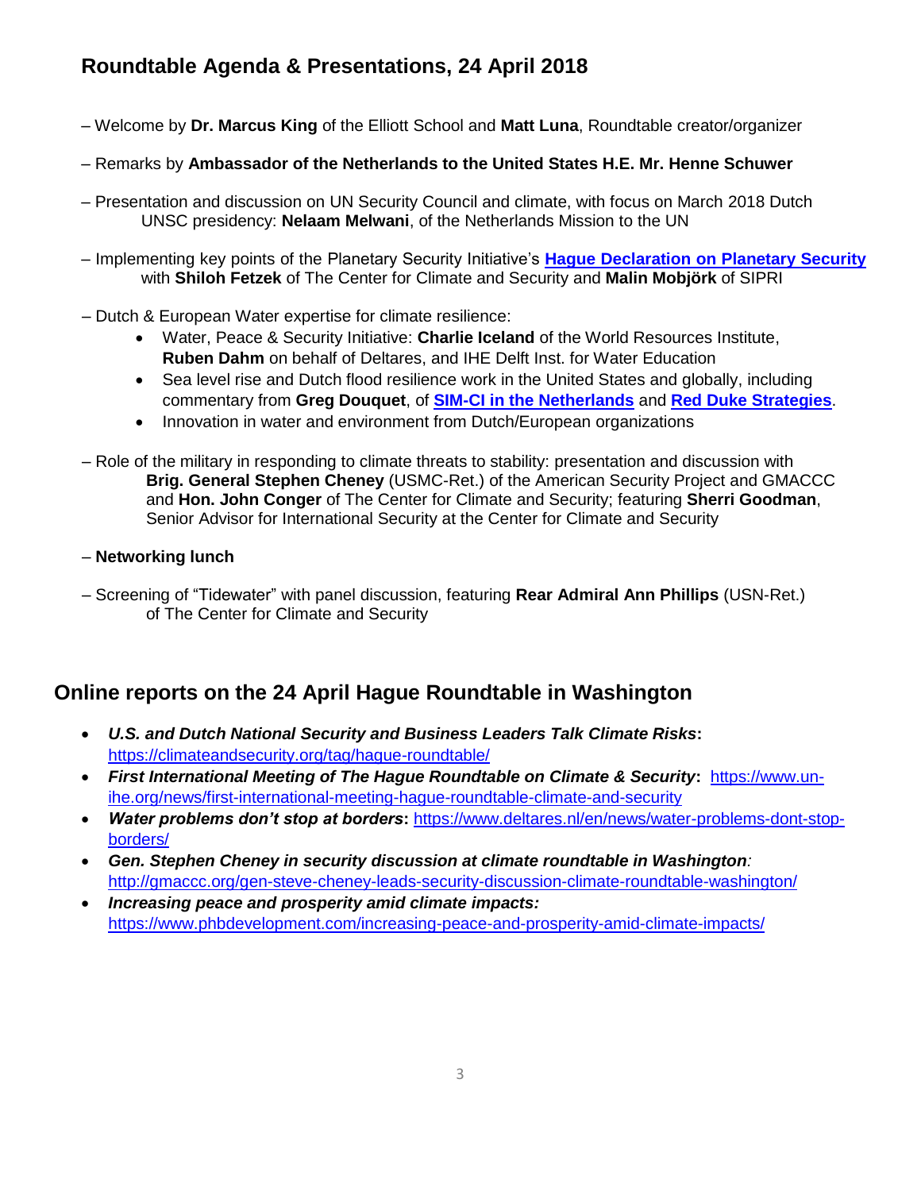## Roundtable Agenda & Presentations, 24 April 2018

– Welcome by **Dr. Marcus King** of the Elliott School and **Matt Luna**, Roundtable creator/organizer

– Remarks by **Ambassador of the Netherlands to the United States H.E. Mr. Henne Schuwer**

– Presentation and discussion on UN Security Council and climate, with focus on March 2018 Dutch UNSC presidency: **Nelaam Melwani**, of the Netherlands Mission to the UN

– Implementing key points of the Planetary Security Initiative's **Hague Declaration on Planetary Security** with **Shiloh Fetzek** of The Center for Climate and Security and **Malin Mobjörk** of SIPRI

– Dutch & European Water expertise for climate resilience:

- Water, Peace & Security Initiative: **Charlie Iceland** of the World Resources Institute, **Ruben Dahm** on behalf of Deltares, and IHE Delft Inst. for Water Education
- Sea level rise and Dutch flood resilience work in the United States and globally, including commentary from **Greg Douquet**, of **SIM-CI in the Netherlands** and **Red Duke Strategies**.
- Innovation in water and environment from Dutch/European organizations

– Role of the military in responding to climate threats to stability: presentation and discussion with **Brig. General Stephen Cheney** (USMC-Ret.) of the American Security Project and GMACCC and **Hon. John Conger** of The Center for Climate and Security; featuring **Sherri Goodman**, Senior Advisor for International Security at the Center for Climate and Security

– **Networking lunch**

– Screening of "Tidewater" with panel discussion, featuring **Rear Admiral Ann Phillips** (USN-Ret.) of The Center for Climate and Security

## Online reports on the 24 April Hague Roundtable in Washington

- ***U.S. and Dutch National Security and Business Leaders Talk Climate Risks*:** https://climateandsecurity.org/tag/hague-roundtable/
- ***First International Meeting of The Hague Roundtable on Climate & Security*:** https://www.un-ihe.org/news/first-international-meeting-hague-roundtable-climate-and-security
- ***Water problems don't stop at borders*:** https://www.deltares.nl/en/news/water-problems-dont-stop-borders/
- ***Gen. Stephen Cheney in security discussion at climate roundtable in Washington*:** http://gmaccc.org/gen-steve-cheney-leads-security-discussion-climate-roundtable-washington/
- ***Increasing peace and prosperity amid climate impacts:*** https://www.phbdevelopment.com/increasing-peace-and-prosperity-amid-climate-impacts/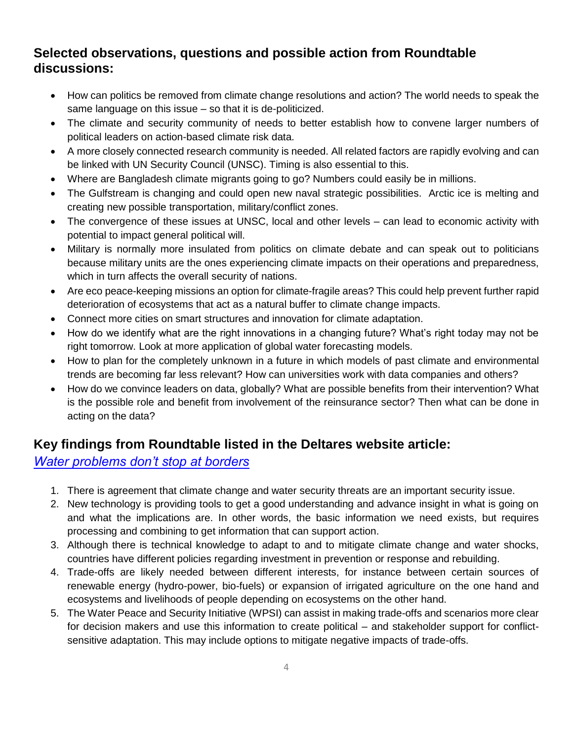## Selected observations, questions and possible action from Roundtable discussions:

- How can politics be removed from climate change resolutions and action? The world needs to speak the same language on this issue – so that it is de-politicized.
- The climate and security community of needs to better establish how to convene larger numbers of political leaders on action-based climate risk data.
- A more closely connected research community is needed. All related factors are rapidly evolving and can be linked with UN Security Council (UNSC). Timing is also essential to this.
- Where are Bangladesh climate migrants going to go? Numbers could easily be in millions.
- The Gulfstream is changing and could open new naval strategic possibilities. Arctic ice is melting and creating new possible transportation, military/conflict zones.
- The convergence of these issues at UNSC, local and other levels – can lead to economic activity with potential to impact general political will.
- Military is normally more insulated from politics on climate debate and can speak out to politicians because military units are the ones experiencing climate impacts on their operations and preparedness, which in turn affects the overall security of nations.
- Are eco peace-keeping missions an option for climate-fragile areas? This could help prevent further rapid deterioration of ecosystems that act as a natural buffer to climate change impacts.
- Connect more cities on smart structures and innovation for climate adaptation.
- How do we identify what are the right innovations in a changing future? What's right today may not be right tomorrow. Look at more application of global water forecasting models.
- How to plan for the completely unknown in a future in which models of past climate and environmental trends are becoming far less relevant? How can universities work with data companies and others?
- How do we convince leaders on data, globally? What are possible benefits from their intervention? What is the possible role and benefit from involvement of the reinsurance sector? Then what can be done in acting on the data?

## Key findings from Roundtable listed in the Deltares website article: *Water problems don't stop at borders*

1. There is agreement that climate change and water security threats are an important security issue.
2. New technology is providing tools to get a good understanding and advance insight in what is going on and what the implications are. In other words, the basic information we need exists, but requires processing and combining to get information that can support action.
3. Although there is technical knowledge to adapt to and to mitigate climate change and water shocks, countries have different policies regarding investment in prevention or response and rebuilding.
4. Trade-offs are likely needed between different interests, for instance between certain sources of renewable energy (hydro-power, bio-fuels) or expansion of irrigated agriculture on the one hand and ecosystems and livelihoods of people depending on ecosystems on the other hand.
5. The Water Peace and Security Initiative (WPSI) can assist in making trade-offs and scenarios more clear for decision makers and use this information to create political – and stakeholder support for conflict-sensitive adaptation. This may include options to mitigate negative impacts of trade-offs.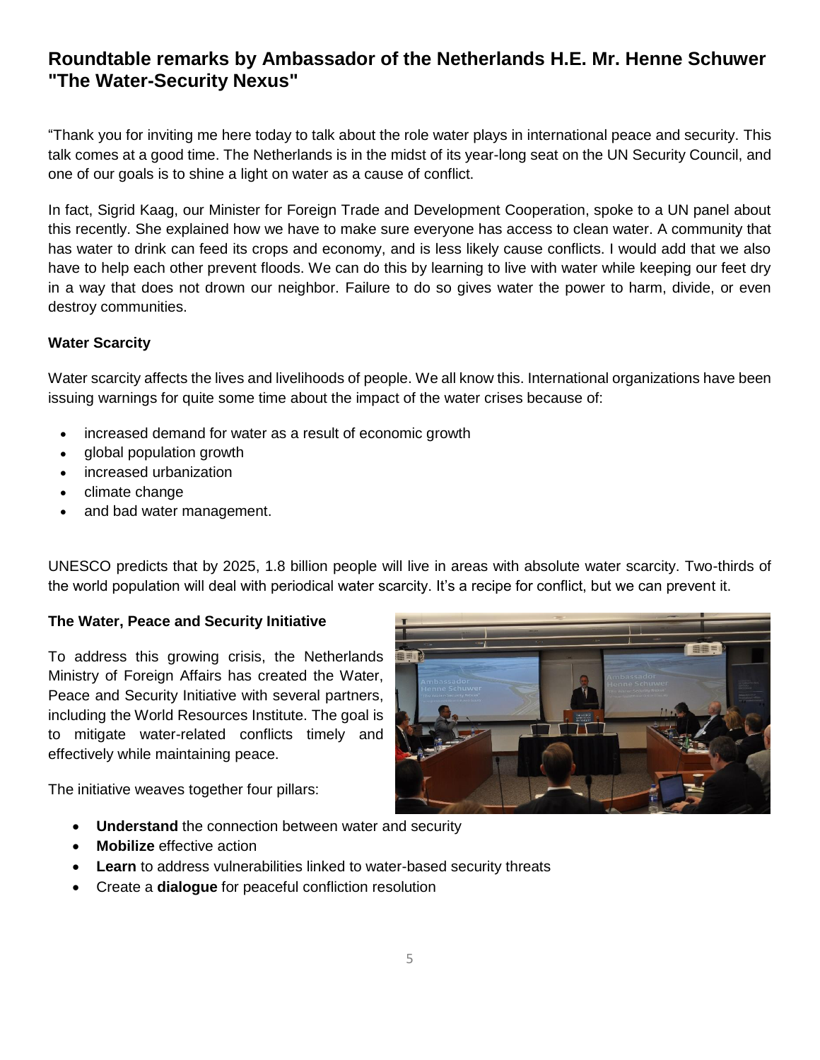## Roundtable remarks by Ambassador of the Netherlands H.E. Mr. Henne Schuwer "The Water-Security Nexus"

"Thank you for inviting me here today to talk about the role water plays in international peace and security. This talk comes at a good time. The Netherlands is in the midst of its year-long seat on the UN Security Council, and one of our goals is to shine a light on water as a cause of conflict.

In fact, Sigrid Kaag, our Minister for Foreign Trade and Development Cooperation, spoke to a UN panel about this recently. She explained how we have to make sure everyone has access to clean water. A community that has water to drink can feed its crops and economy, and is less likely cause conflicts. I would add that we also have to help each other prevent floods. We can do this by learning to live with water while keeping our feet dry in a way that does not drown our neighbor. Failure to do so gives water the power to harm, divide, or even destroy communities.

**Water Scarcity**

Water scarcity affects the lives and livelihoods of people. We all know this. International organizations have been issuing warnings for quite some time about the impact of the water crises because of:

- increased demand for water as a result of economic growth
- global population growth
- increased urbanization
- climate change
- and bad water management.

UNESCO predicts that by 2025, 1.8 billion people will live in areas with absolute water scarcity. Two-thirds of the world population will deal with periodical water scarcity. It's a recipe for conflict, but we can prevent it.

**The Water, Peace and Security Initiative**

To address this growing crisis, the Netherlands Ministry of Foreign Affairs has created the Water, Peace and Security Initiative with several partners, including the World Resources Institute. The goal is to mitigate water-related conflicts timely and effectively while maintaining peace.

The initiative weaves together four pillars:

- **Understand** the connection between water and security
- **Mobilize** effective action
- **Learn** to address vulnerabilities linked to water-based security threats
- Create a **dialogue** for peaceful confliction resolution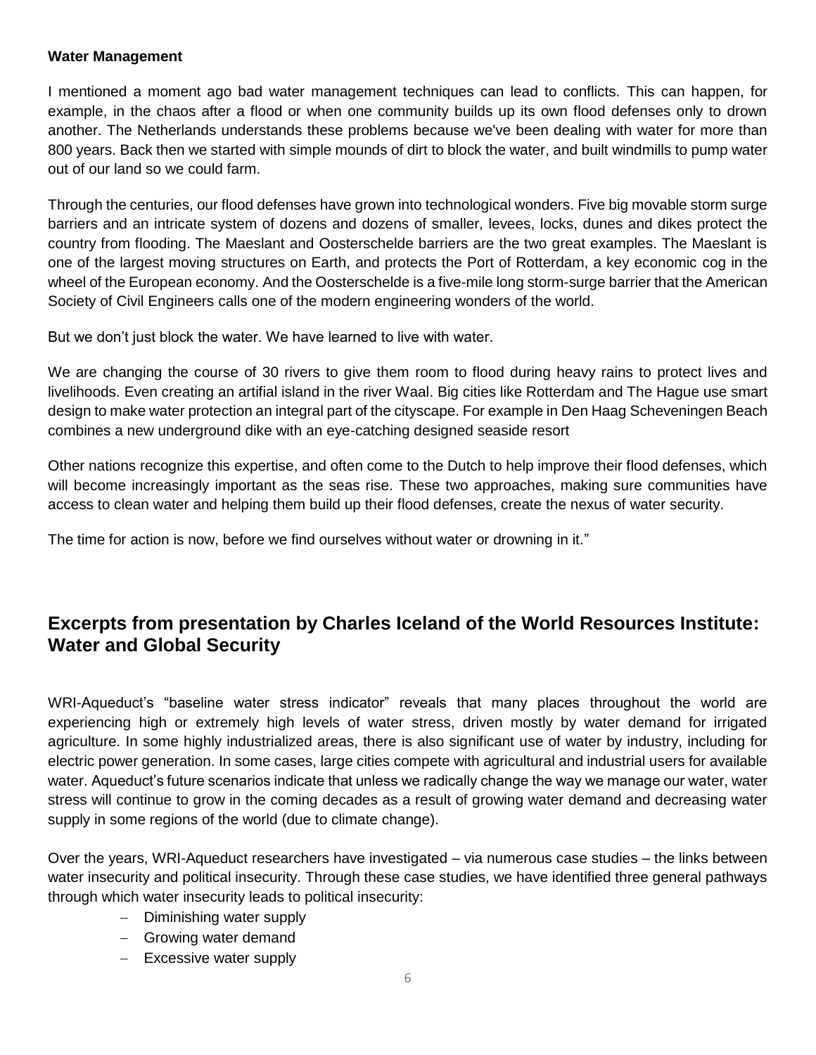**Water Management**

I mentioned a moment ago bad water management techniques can lead to conflicts. This can happen, for example, in the chaos after a flood or when one community builds up its own flood defenses only to drown another. The Netherlands understands these problems because we've been dealing with water for more than 800 years. Back then we started with simple mounds of dirt to block the water, and built windmills to pump water out of our land so we could farm.

Through the centuries, our flood defenses have grown into technological wonders. Five big movable storm surge barriers and an intricate system of dozens and dozens of smaller, levees, locks, dunes and dikes protect the country from flooding. The Maeslant and Oosterschelde barriers are the two great examples. The Maeslant is one of the largest moving structures on Earth, and protects the Port of Rotterdam, a key economic cog in the wheel of the European economy. And the Oosterschelde is a five-mile long storm-surge barrier that the American Society of Civil Engineers calls one of the modern engineering wonders of the world.

But we don't just block the water. We have learned to live with water.

We are changing the course of 30 rivers to give them room to flood during heavy rains to protect lives and livelihoods. Even creating an artifial island in the river Waal. Big cities like Rotterdam and The Hague use smart design to make water protection an integral part of the cityscape. For example in Den Haag Scheveningen Beach combines a new underground dike with an eye-catching designed seaside resort

Other nations recognize this expertise, and often come to the Dutch to help improve their flood defenses, which will become increasingly important as the seas rise. These two approaches, making sure communities have access to clean water and helping them build up their flood defenses, create the nexus of water security.

The time for action is now, before we find ourselves without water or drowning in it."

## Excerpts from presentation by Charles Iceland of the World Resources Institute: Water and Global Security

WRI-Aqueduct's "baseline water stress indicator" reveals that many places throughout the world are experiencing high or extremely high levels of water stress, driven mostly by water demand for irrigated agriculture. In some highly industrialized areas, there is also significant use of water by industry, including for electric power generation. In some cases, large cities compete with agricultural and industrial users for available water. Aqueduct's future scenarios indicate that unless we radically change the way we manage our water, water stress will continue to grow in the coming decades as a result of growing water demand and decreasing water supply in some regions of the world (due to climate change).

Over the years, WRI-Aqueduct researchers have investigated – via numerous case studies – the links between water insecurity and political insecurity. Through these case studies, we have identified three general pathways through which water insecurity leads to political insecurity:

- Diminishing water supply
- Growing water demand
- Excessive water supply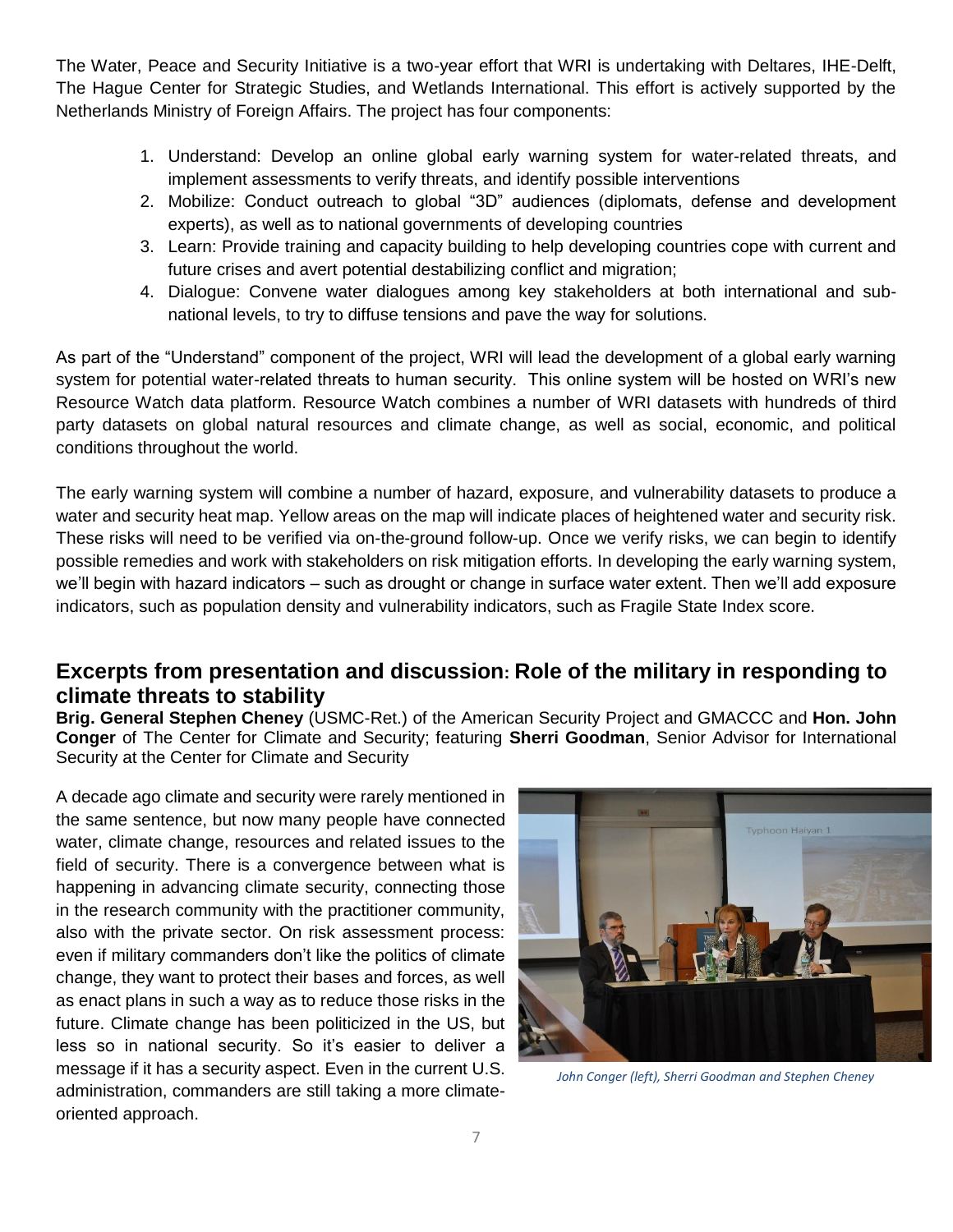The Water, Peace and Security Initiative is a two-year effort that WRI is undertaking with Deltares, IHE-Delft, The Hague Center for Strategic Studies, and Wetlands International. This effort is actively supported by the Netherlands Ministry of Foreign Affairs. The project has four components:

1. Understand: Develop an online global early warning system for water-related threats, and implement assessments to verify threats, and identify possible interventions
2. Mobilize: Conduct outreach to global "3D" audiences (diplomats, defense and development experts), as well as to national governments of developing countries
3. Learn: Provide training and capacity building to help developing countries cope with current and future crises and avert potential destabilizing conflict and migration;
4. Dialogue: Convene water dialogues among key stakeholders at both international and sub-national levels, to try to diffuse tensions and pave the way for solutions.

As part of the "Understand" component of the project, WRI will lead the development of a global early warning system for potential water-related threats to human security. This online system will be hosted on WRI's new Resource Watch data platform. Resource Watch combines a number of WRI datasets with hundreds of third party datasets on global natural resources and climate change, as well as social, economic, and political conditions throughout the world.

The early warning system will combine a number of hazard, exposure, and vulnerability datasets to produce a water and security heat map. Yellow areas on the map will indicate places of heightened water and security risk. These risks will need to be verified via on-the-ground follow-up. Once we verify risks, we can begin to identify possible remedies and work with stakeholders on risk mitigation efforts. In developing the early warning system, we'll begin with hazard indicators – such as drought or change in surface water extent. Then we'll add exposure indicators, such as population density and vulnerability indicators, such as Fragile State Index score.

## Excerpts from presentation and discussion: Role of the military in responding to climate threats to stability

**Brig. General Stephen Cheney** (USMC-Ret.) of the American Security Project and GMACCC and **Hon. John Conger** of The Center for Climate and Security; featuring **Sherri Goodman**, Senior Advisor for International Security at the Center for Climate and Security

A decade ago climate and security were rarely mentioned in the same sentence, but now many people have connected water, climate change, resources and related issues to the field of security. There is a convergence between what is happening in advancing climate security, connecting those in the research community with the practitioner community, also with the private sector. On risk assessment process: even if military commanders don't like the politics of climate change, they want to protect their bases and forces, as well as enact plans in such a way as to reduce those risks in the future. Climate change has been politicized in the US, but less so in national security. So it's easier to deliver a message if it has a security aspect. Even in the current U.S. administration, commanders are still taking a more climate-oriented approach.

*John Conger (left), Sherri Goodman and Stephen Cheney*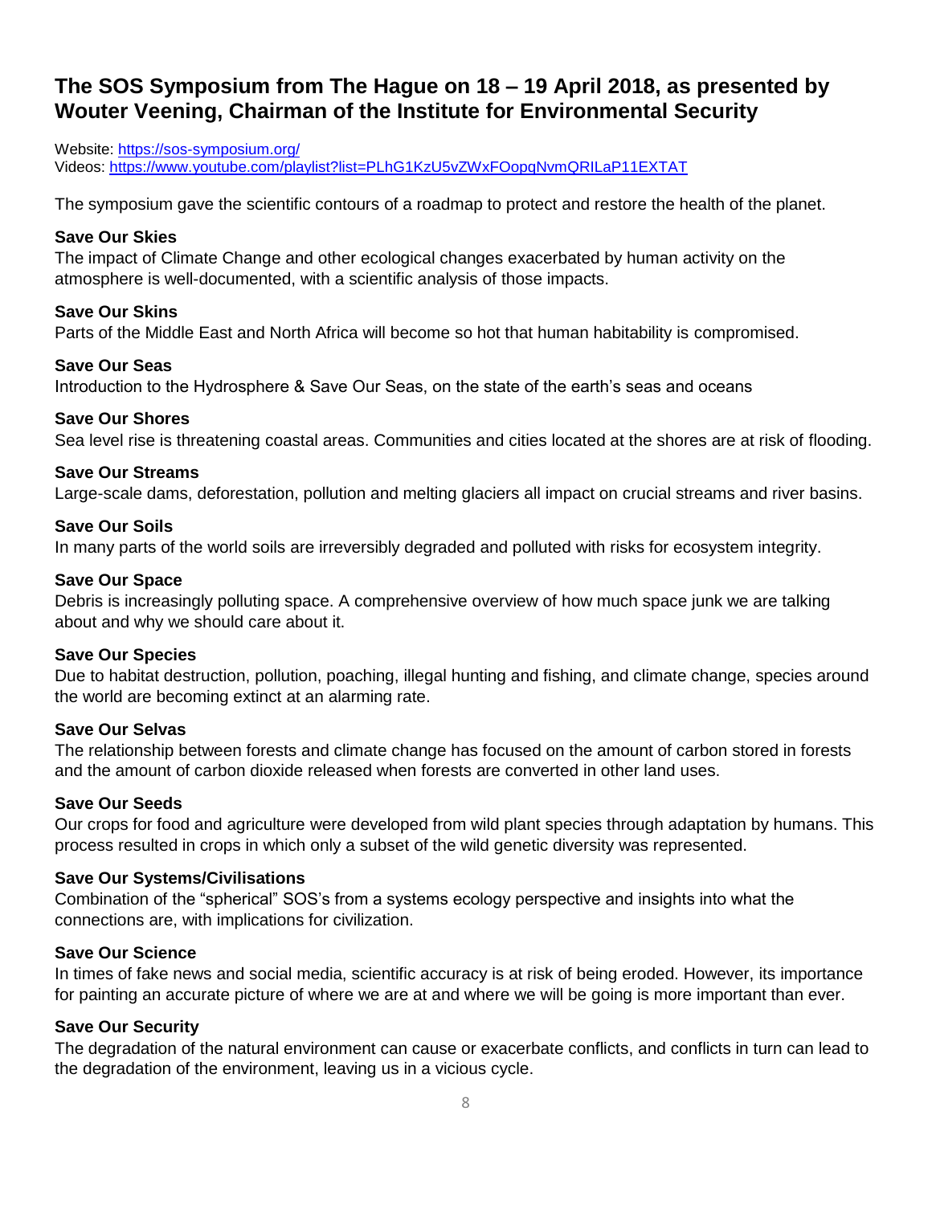## The SOS Symposium from The Hague on 18 – 19 April 2018, as presented by Wouter Veening, Chairman of the Institute for Environmental Security

Website: https://sos-symposium.org/
Videos: https://www.youtube.com/playlist?list=PLhG1KzU5vZWxFOopqNvmQRILaP11EXTAT

The symposium gave the scientific contours of a roadmap to protect and restore the health of the planet.

**Save Our Skies**
The impact of Climate Change and other ecological changes exacerbated by human activity on the atmosphere is well-documented, with a scientific analysis of those impacts.

**Save Our Skins**
Parts of the Middle East and North Africa will become so hot that human habitability is compromised.

**Save Our Seas**
Introduction to the Hydrosphere & Save Our Seas, on the state of the earth's seas and oceans

**Save Our Shores**
Sea level rise is threatening coastal areas. Communities and cities located at the shores are at risk of flooding.

**Save Our Streams**
Large-scale dams, deforestation, pollution and melting glaciers all impact on crucial streams and river basins.

**Save Our Soils**
In many parts of the world soils are irreversibly degraded and polluted with risks for ecosystem integrity.

**Save Our Space**
Debris is increasingly polluting space. A comprehensive overview of how much space junk we are talking about and why we should care about it.

**Save Our Species**
Due to habitat destruction, pollution, poaching, illegal hunting and fishing, and climate change, species around the world are becoming extinct at an alarming rate.

**Save Our Selvas**
The relationship between forests and climate change has focused on the amount of carbon stored in forests and the amount of carbon dioxide released when forests are converted in other land uses.

**Save Our Seeds**
Our crops for food and agriculture were developed from wild plant species through adaptation by humans. This process resulted in crops in which only a subset of the wild genetic diversity was represented.

**Save Our Systems/Civilisations**
Combination of the "spherical" SOS's from a systems ecology perspective and insights into what the connections are, with implications for civilization.

**Save Our Science**
In times of fake news and social media, scientific accuracy is at risk of being eroded. However, its importance for painting an accurate picture of where we are at and where we will be going is more important than ever.

**Save Our Security**
The degradation of the natural environment can cause or exacerbate conflicts, and conflicts in turn can lead to the degradation of the environment, leaving us in a vicious cycle.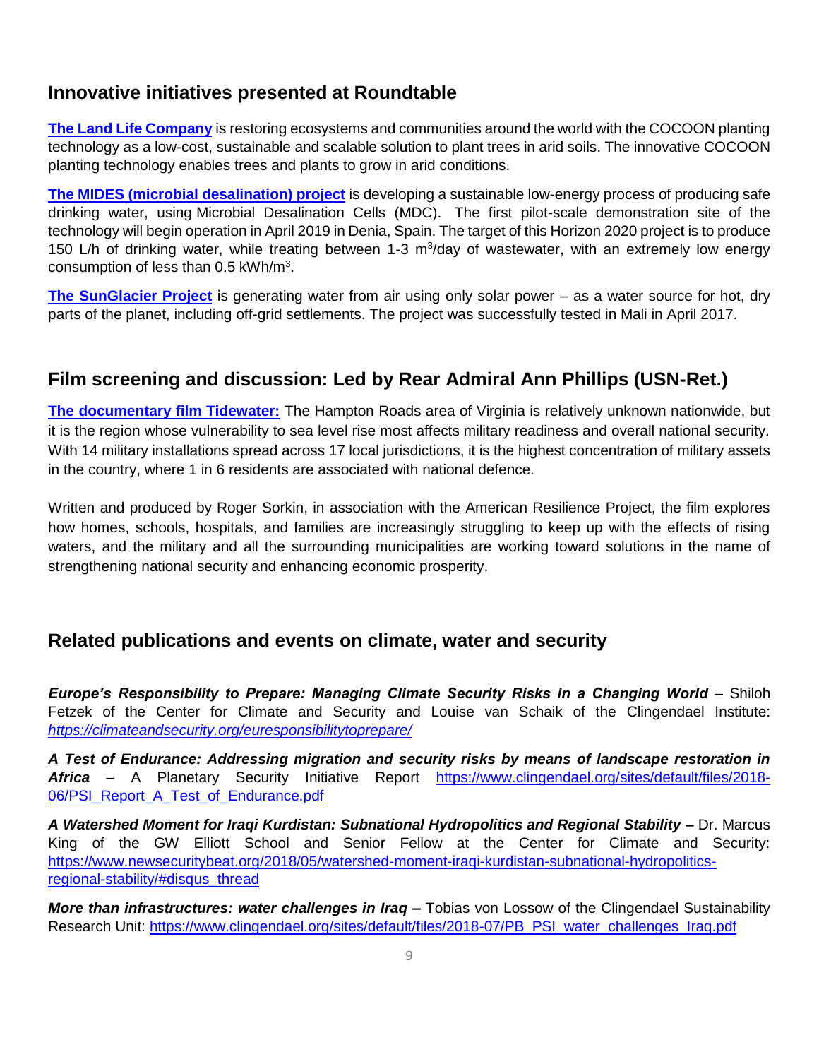## Innovative initiatives presented at Roundtable

**The Land Life Company** is restoring ecosystems and communities around the world with the COCOON planting technology as a low-cost, sustainable and scalable solution to plant trees in arid soils. The innovative COCOON planting technology enables trees and plants to grow in arid conditions.

**The MIDES (microbial desalination) project** is developing a sustainable low-energy process of producing safe drinking water, using Microbial Desalination Cells (MDC). The first pilot-scale demonstration site of the technology will begin operation in April 2019 in Denia, Spain. The target of this Horizon 2020 project is to produce 150 L/h of drinking water, while treating between 1-3 $m^3$/day of wastewater, with an extremely low energy consumption of less than 0.5 kWh/$m^3$.

**The SunGlacier Project** is generating water from air using only solar power – as a water source for hot, dry parts of the planet, including off-grid settlements. The project was successfully tested in Mali in April 2017.

## Film screening and discussion: Led by Rear Admiral Ann Phillips (USN-Ret.)

**The documentary film Tidewater:** The Hampton Roads area of Virginia is relatively unknown nationwide, but it is the region whose vulnerability to sea level rise most affects military readiness and overall national security. With 14 military installations spread across 17 local jurisdictions, it is the highest concentration of military assets in the country, where 1 in 6 residents are associated with national defence.

Written and produced by Roger Sorkin, in association with the American Resilience Project, the film explores how homes, schools, hospitals, and families are increasingly struggling to keep up with the effects of rising waters, and the military and all the surrounding municipalities are working toward solutions in the name of strengthening national security and enhancing economic prosperity.

## Related publications and events on climate, water and security

***Europe's Responsibility to Prepare: Managing Climate Security Risks in a Changing World*** – Shiloh Fetzek of the Center for Climate and Security and Louise van Schaik of the Clingendael Institute: *https://climateandsecurity.org/euresponsibilitytoprepare/*

***A Test of Endurance: Addressing migration and security risks by means of landscape restoration in Africa*** – A Planetary Security Initiative Report https://www.clingendael.org/sites/default/files/2018-06/PSI_Report_A_Test_of_Endurance.pdf

***A Watershed Moment for Iraqi Kurdistan: Subnational Hydropolitics and Regional Stability*** **–** Dr. Marcus King of the GW Elliott School and Senior Fellow at the Center for Climate and Security: https://www.newsecuritybeat.org/2018/05/watershed-moment-iraqi-kurdistan-subnational-hydropolitics-regional-stability/#disqus_thread

***More than infrastructures: water challenges in Iraq*** **–** Tobias von Lossow of the Clingendael Sustainability Research Unit: https://www.clingendael.org/sites/default/files/2018-07/PB_PSI_water_challenges_Iraq.pdf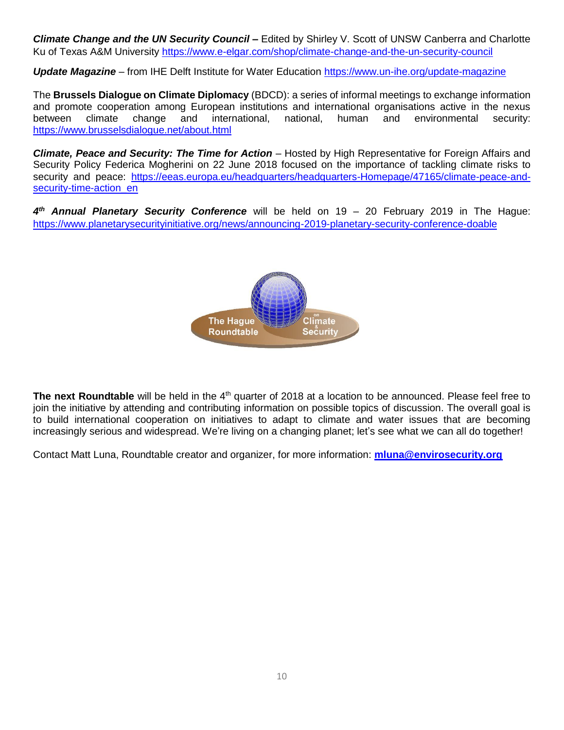***Climate Change and the UN Security Council –*** Edited by Shirley V. Scott of UNSW Canberra and Charlotte Ku of Texas A&M University https://www.e-elgar.com/shop/climate-change-and-the-un-security-council

***Update Magazine*** – from IHE Delft Institute for Water Education https://www.un-ihe.org/update-magazine

The **Brussels Dialogue on Climate Diplomacy** (BDCD): a series of informal meetings to exchange information and promote cooperation among European institutions and international organisations active in the nexus between climate change and international, national, human and environmental security: https://www.brusselsdialogue.net/about.html

***Climate, Peace and Security: The Time for Action*** – Hosted by High Representative for Foreign Affairs and Security Policy Federica Mogherini on 22 June 2018 focused on the importance of tackling climate risks to security and peace: https://eeas.europa.eu/headquarters/headquarters-Homepage/47165/climate-peace-and-security-time-action_en

***4th Annual Planetary Security Conference*** will be held on 19 – 20 February 2019 in The Hague: https://www.planetarysecurityinitiative.org/news/announcing-2019-planetary-security-conference-doable

The Hague Roundtable on Climate & Security

**The next Roundtable** will be held in the 4th quarter of 2018 at a location to be announced. Please feel free to join the initiative by attending and contributing information on possible topics of discussion. The overall goal is to build international cooperation on initiatives to adapt to climate and water issues that are becoming increasingly serious and widespread. We're living on a changing planet; let's see what we can all do together!

Contact Matt Luna, Roundtable creator and organizer, for more information: **mluna@envirosecurity.org**